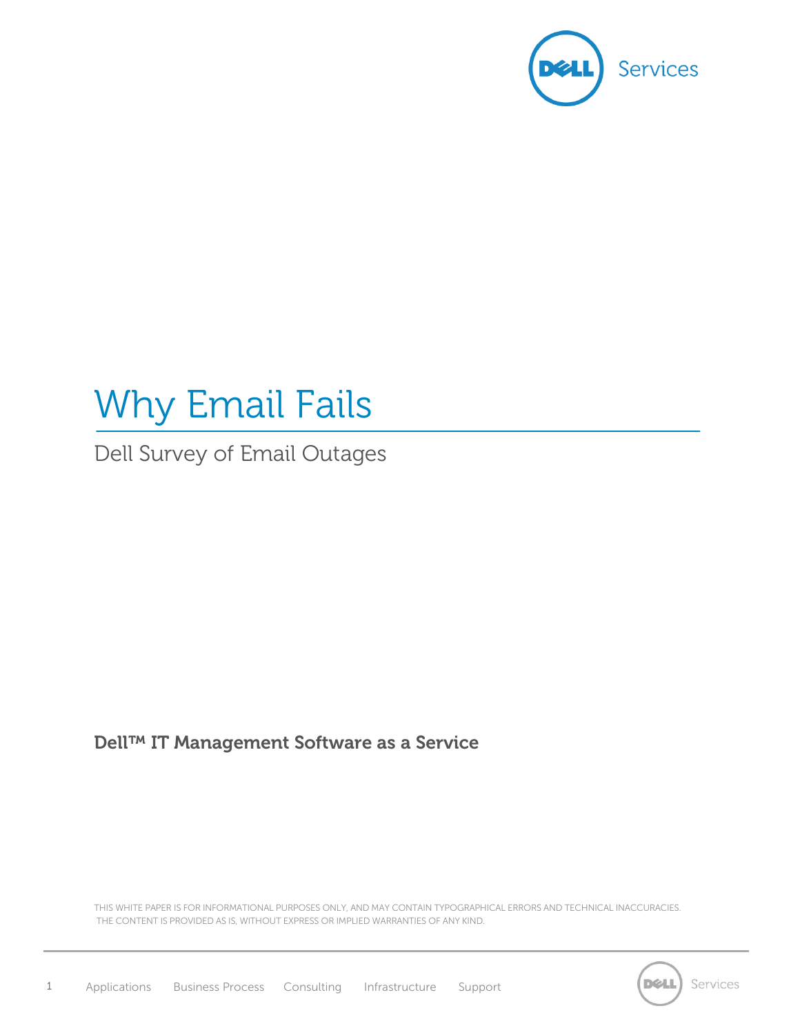# Why Email Fails

## Dell Survey of Email Outages

**Dell™ IT Management Software as a Service**

THIS WHITE PAPER IS FOR INFORMATIONAL PURPOSES ONLY, AND MAY CONTAIN TYPOGRAPHICAL ERRORS AND TECHNICAL INACCURACIES. THE CONTENT IS PROVIDED AS IS, WITHOUT EXPRESS OR IMPLIED WARRANTIES OF ANY KIND.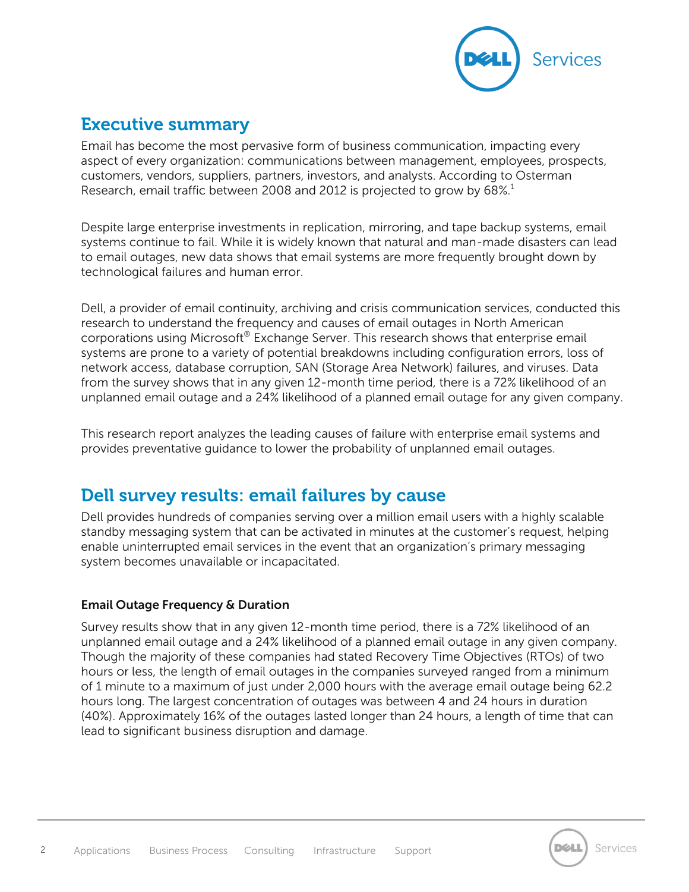## Executive summary

Email has become the most pervasive form of business communication, impacting every aspect of every organization: communications between management, employees, prospects, customers, vendors, suppliers, partners, investors, and analysts. According to Osterman Research, email traffic between 2008 and 2012 is projected to grow by 68%.[1]

Despite large enterprise investments in replication, mirroring, and tape backup systems, email systems continue to fail. While it is widely known that natural and man-made disasters can lead to email outages, new data shows that email systems are more frequently brought down by technological failures and human error.

Dell, a provider of email continuity, archiving and crisis communication services, conducted this research to understand the frequency and causes of email outages in North American corporations using Microsoft® Exchange Server. This research shows that enterprise email systems are prone to a variety of potential breakdowns including configuration errors, loss of network access, database corruption, SAN (Storage Area Network) failures, and viruses. Data from the survey shows that in any given 12-month time period, there is a 72% likelihood of an unplanned email outage and a 24% likelihood of a planned email outage for any given company.

This research report analyzes the leading causes of failure with enterprise email systems and provides preventative guidance to lower the probability of unplanned email outages.

## Dell survey results: email failures by cause

Dell provides hundreds of companies serving over a million email users with a highly scalable standby messaging system that can be activated in minutes at the customer's request, helping enable uninterrupted email services in the event that an organization's primary messaging system becomes unavailable or incapacitated.

### Email Outage Frequency & Duration

Survey results show that in any given 12-month time period, there is a 72% likelihood of an unplanned email outage and a 24% likelihood of a planned email outage in any given company. Though the majority of these companies had stated Recovery Time Objectives (RTOs) of two hours or less, the length of email outages in the companies surveyed ranged from a minimum of 1 minute to a maximum of just under 2,000 hours with the average email outage being 62.2 hours long. The largest concentration of outages was between 4 and 24 hours in duration (40%). Approximately 16% of the outages lasted longer than 24 hours, a length of time that can lead to significant business disruption and damage.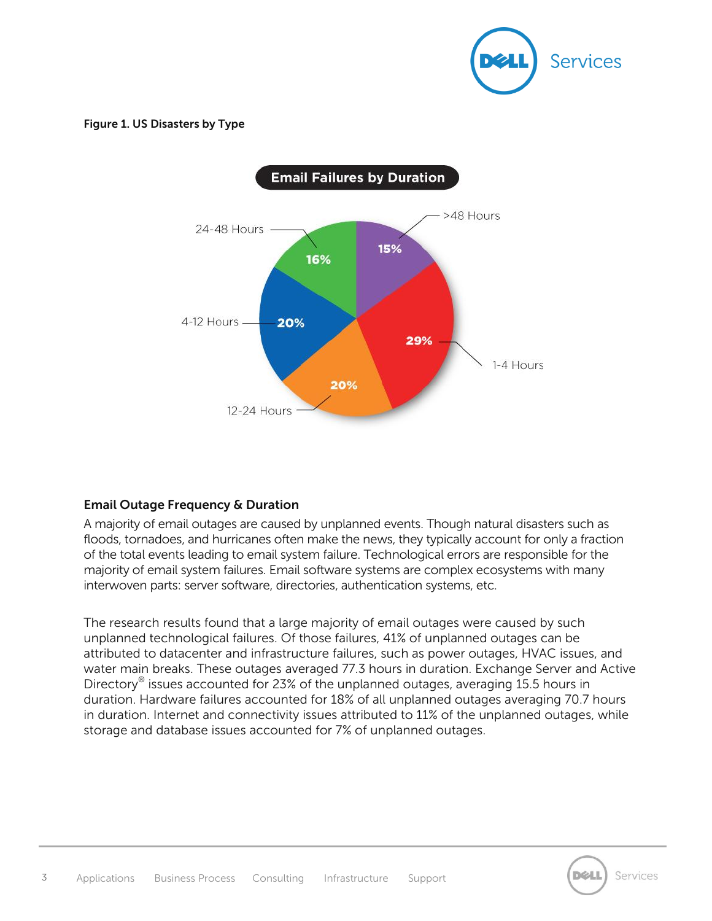**Figure 1. US Disasters by Type**

Email Failures by Duration

| Duration | Percentage |
|---|---|
| >48 Hours | 15% |
| 1-4 Hours | 29% |
| 12-24 Hours | 20% |
| 4-12 Hours | 20% |
| 24-48 Hours | 16% |

### Email Outage Frequency & Duration

A majority of email outages are caused by unplanned events. Though natural disasters such as floods, tornadoes, and hurricanes often make the news, they typically account for only a fraction of the total events leading to email system failure. Technological errors are responsible for the majority of email system failures. Email software systems are complex ecosystems with many interwoven parts: server software, directories, authentication systems, etc.

The research results found that a large majority of email outages were caused by such unplanned technological failures. Of those failures, 41% of unplanned outages can be attributed to datacenter and infrastructure failures, such as power outages, HVAC issues, and water main breaks. These outages averaged 77.3 hours in duration. Exchange Server and Active Directory® issues accounted for 23% of the unplanned outages, averaging 15.5 hours in duration. Hardware failures accounted for 18% of all unplanned outages averaging 70.7 hours in duration. Internet and connectivity issues attributed to 11% of the unplanned outages, while storage and database issues accounted for 7% of unplanned outages.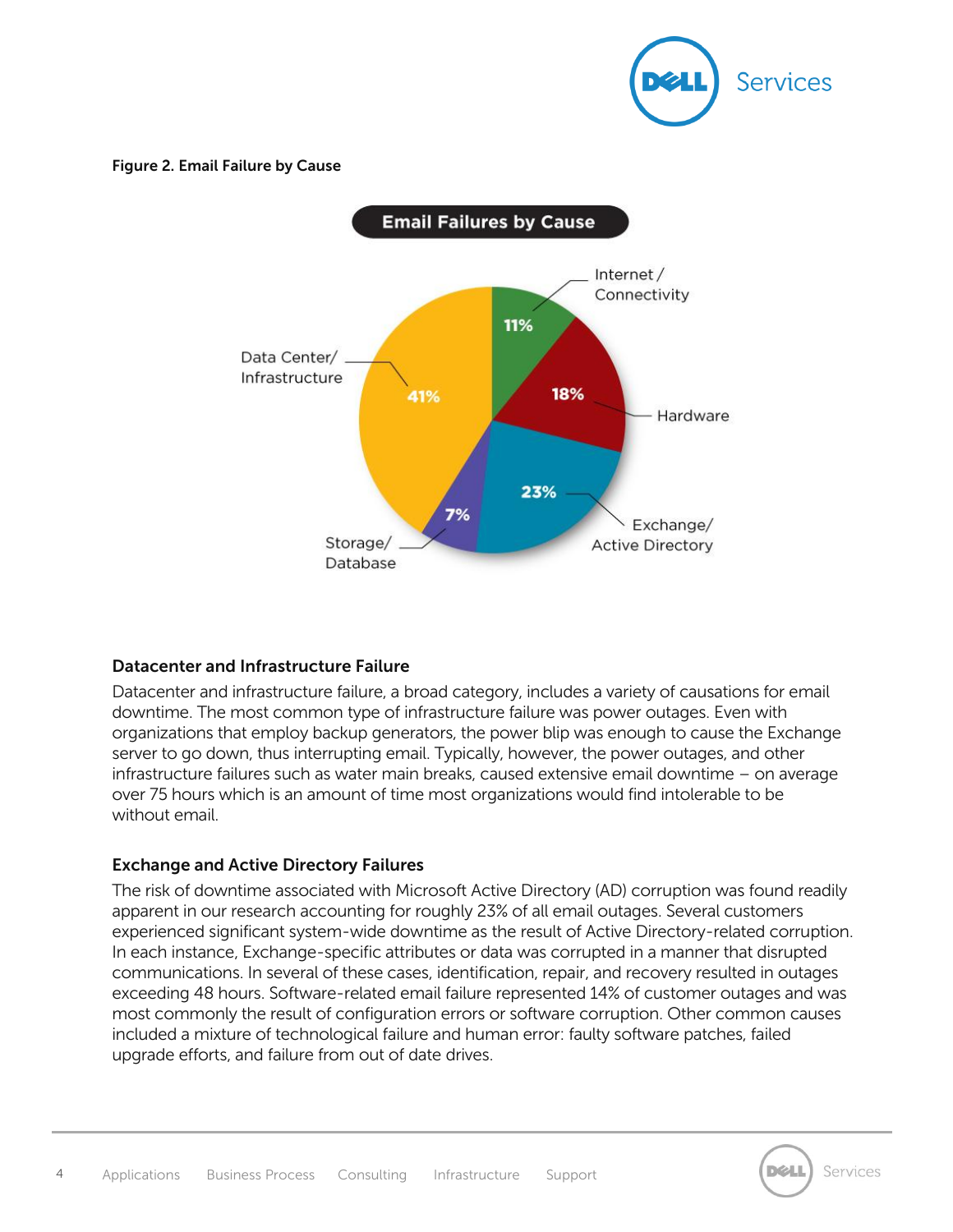**Figure 2. Email Failure by Cause**

### Datacenter and Infrastructure Failure

Datacenter and infrastructure failure, a broad category, includes a variety of causations for email downtime. The most common type of infrastructure failure was power outages. Even with organizations that employ backup generators, the power blip was enough to cause the Exchange server to go down, thus interrupting email. Typically, however, the power outages, and other infrastructure failures such as water main breaks, caused extensive email downtime – on average over 75 hours which is an amount of time most organizations would find intolerable to be without email.

### Exchange and Active Directory Failures

The risk of downtime associated with Microsoft Active Directory (AD) corruption was found readily apparent in our research accounting for roughly 23% of all email outages. Several customers experienced significant system-wide downtime as the result of Active Directory-related corruption. In each instance, Exchange-specific attributes or data was corrupted in a manner that disrupted communications. In several of these cases, identification, repair, and recovery resulted in outages exceeding 48 hours. Software-related email failure represented 14% of customer outages and was most commonly the result of configuration errors or software corruption. Other common causes included a mixture of technological failure and human error: faulty software patches, failed upgrade efforts, and failure from out of date drives.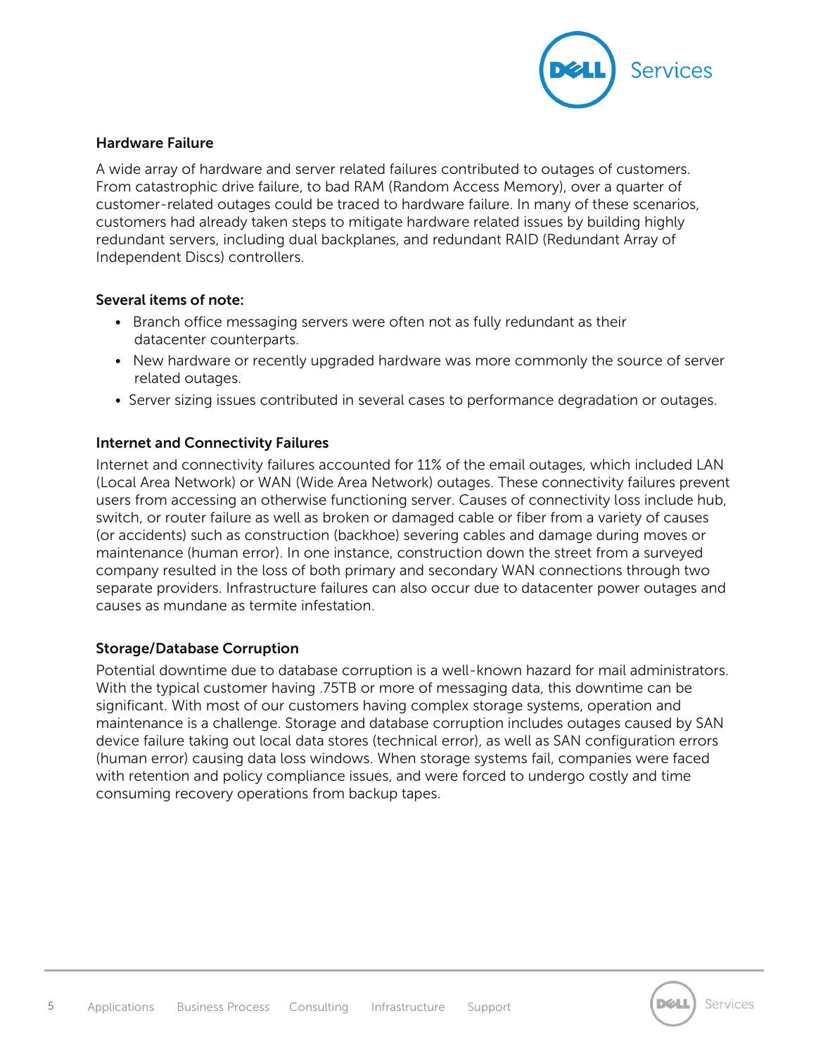### Hardware Failure

A wide array of hardware and server related failures contributed to outages of customers. From catastrophic drive failure, to bad RAM (Random Access Memory), over a quarter of customer-related outages could be traced to hardware failure. In many of these scenarios, customers had already taken steps to mitigate hardware related issues by building highly redundant servers, including dual backplanes, and redundant RAID (Redundant Array of Independent Discs) controllers.

**Several items of note:**

- Branch office messaging servers were often not as fully redundant as their datacenter counterparts.
- New hardware or recently upgraded hardware was more commonly the source of server related outages.
- Server sizing issues contributed in several cases to performance degradation or outages.

### Internet and Connectivity Failures

Internet and connectivity failures accounted for 11% of the email outages, which included LAN (Local Area Network) or WAN (Wide Area Network) outages. These connectivity failures prevent users from accessing an otherwise functioning server. Causes of connectivity loss include hub, switch, or router failure as well as broken or damaged cable or fiber from a variety of causes (or accidents) such as construction (backhoe) severing cables and damage during moves or maintenance (human error). In one instance, construction down the street from a surveyed company resulted in the loss of both primary and secondary WAN connections through two separate providers. Infrastructure failures can also occur due to datacenter power outages and causes as mundane as termite infestation.

### Storage/Database Corruption

Potential downtime due to database corruption is a well-known hazard for mail administrators. With the typical customer having .75TB or more of messaging data, this downtime can be significant. With most of our customers having complex storage systems, operation and maintenance is a challenge. Storage and database corruption includes outages caused by SAN device failure taking out local data stores (technical error), as well as SAN configuration errors (human error) causing data loss windows. When storage systems fail, companies were faced with retention and policy compliance issues, and were forced to undergo costly and time consuming recovery operations from backup tapes.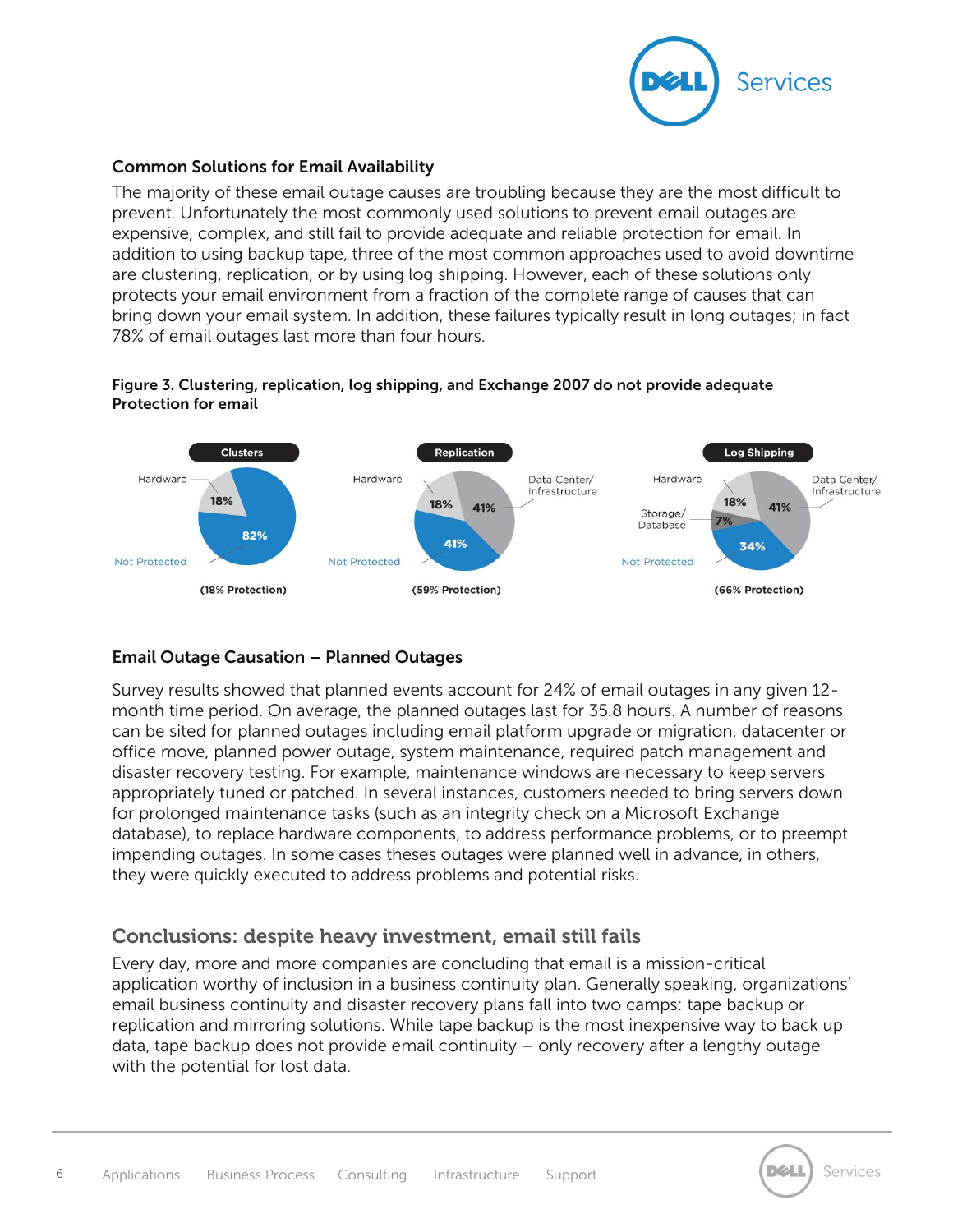### Common Solutions for Email Availability

The majority of these email outage causes are troubling because they are the most difficult to prevent. Unfortunately the most commonly used solutions to prevent email outages are expensive, complex, and still fail to provide adequate and reliable protection for email. In addition to using backup tape, three of the most common approaches used to avoid downtime are clustering, replication, or by using log shipping. However, each of these solutions only protects your email environment from a fraction of the complete range of causes that can bring down your email system. In addition, these failures typically result in long outages; in fact 78% of email outages last more than four hours.

**Figure 3. Clustering, replication, log shipping, and Exchange 2007 do not provide adequate Protection for email**

| | Clusters | Replication | Log Shipping |
|---|---|---|---|
| Hardware | 18% | 18% | 18% |
| Data Center/ Infrastructure | | 41% | 41% |
| Storage/ Database | | | 7% |
| Not Protected | 82% | 41% | 34% |
| | (18% Protection) | (59% Protection) | (66% Protection) |

### Email Outage Causation – Planned Outages

Survey results showed that planned events account for 24% of email outages in any given 12-month time period. On average, the planned outages last for 35.8 hours. A number of reasons can be sited for planned outages including email platform upgrade or migration, datacenter or office move, planned power outage, system maintenance, required patch management and disaster recovery testing. For example, maintenance windows are necessary to keep servers appropriately tuned or patched. In several instances, customers needed to bring servers down for prolonged maintenance tasks (such as an integrity check on a Microsoft Exchange database), to replace hardware components, to address performance problems, or to preempt impending outages. In some cases theses outages were planned well in advance, in others, they were quickly executed to address problems and potential risks.

## Conclusions: despite heavy investment, email still fails

Every day, more and more companies are concluding that email is a mission-critical application worthy of inclusion in a business continuity plan. Generally speaking, organizations' email business continuity and disaster recovery plans fall into two camps: tape backup or replication and mirroring solutions. While tape backup is the most inexpensive way to back up data, tape backup does not provide email continuity – only recovery after a lengthy outage with the potential for lost data.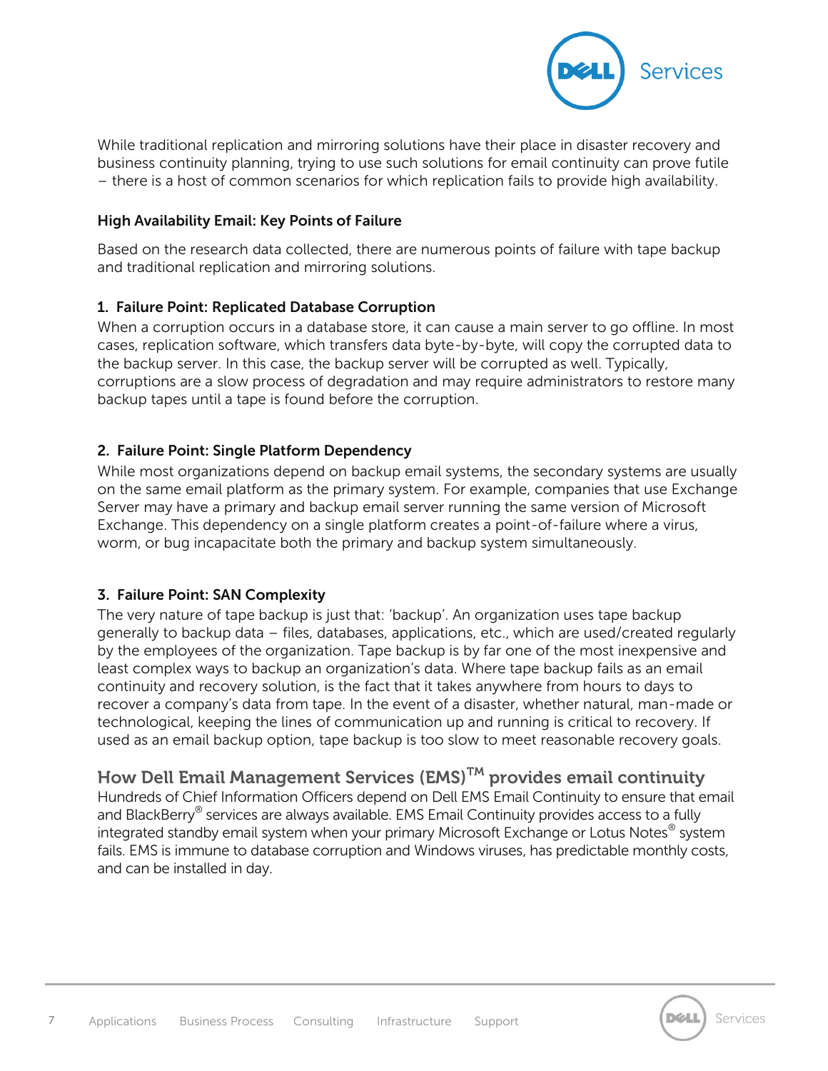While traditional replication and mirroring solutions have their place in disaster recovery and business continuity planning, trying to use such solutions for email continuity can prove futile – there is a host of common scenarios for which replication fails to provide high availability.

### High Availability Email: Key Points of Failure

Based on the research data collected, there are numerous points of failure with tape backup and traditional replication and mirroring solutions.

#### 1. Failure Point: Replicated Database Corruption

When a corruption occurs in a database store, it can cause a main server to go offline. In most cases, replication software, which transfers data byte-by-byte, will copy the corrupted data to the backup server. In this case, the backup server will be corrupted as well. Typically, corruptions are a slow process of degradation and may require administrators to restore many backup tapes until a tape is found before the corruption.

#### 2. Failure Point: Single Platform Dependency

While most organizations depend on backup email systems, the secondary systems are usually on the same email platform as the primary system. For example, companies that use Exchange Server may have a primary and backup email server running the same version of Microsoft Exchange. This dependency on a single platform creates a point-of-failure where a virus, worm, or bug incapacitate both the primary and backup system simultaneously.

#### 3. Failure Point: SAN Complexity

The very nature of tape backup is just that: 'backup'. An organization uses tape backup generally to backup data – files, databases, applications, etc., which are used/created regularly by the employees of the organization. Tape backup is by far one of the most inexpensive and least complex ways to backup an organization's data. Where tape backup fails as an email continuity and recovery solution, is the fact that it takes anywhere from hours to days to recover a company's data from tape. In the event of a disaster, whether natural, man-made or technological, keeping the lines of communication up and running is critical to recovery. If used as an email backup option, tape backup is too slow to meet reasonable recovery goals.

## How Dell Email Management Services (EMS)™ provides email continuity

Hundreds of Chief Information Officers depend on Dell EMS Email Continuity to ensure that email and BlackBerry® services are always available. EMS Email Continuity provides access to a fully integrated standby email system when your primary Microsoft Exchange or Lotus Notes® system fails. EMS is immune to database corruption and Windows viruses, has predictable monthly costs, and can be installed in day.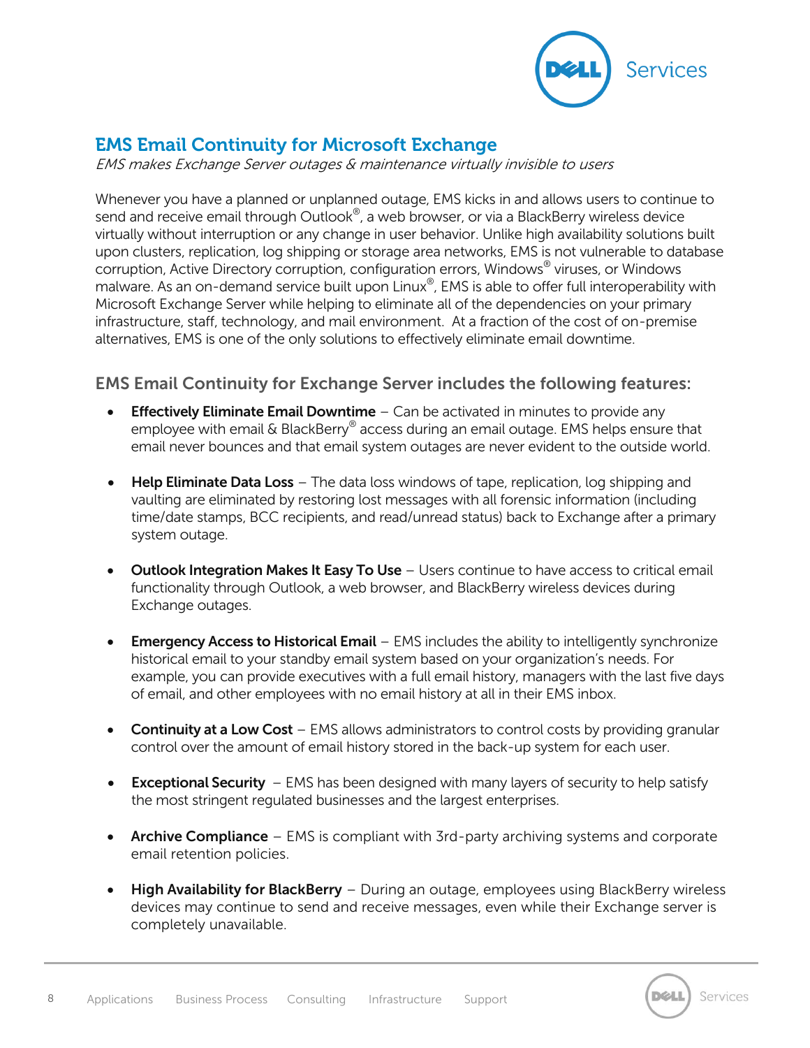## EMS Email Continuity for Microsoft Exchange

*EMS makes Exchange Server outages & maintenance virtually invisible to users*

Whenever you have a planned or unplanned outage, EMS kicks in and allows users to continue to send and receive email through Outlook®, a web browser, or via a BlackBerry wireless device virtually without interruption or any change in user behavior. Unlike high availability solutions built upon clusters, replication, log shipping or storage area networks, EMS is not vulnerable to database corruption, Active Directory corruption, configuration errors, Windows® viruses, or Windows malware. As an on-demand service built upon Linux®, EMS is able to offer full interoperability with Microsoft Exchange Server while helping to eliminate all of the dependencies on your primary infrastructure, staff, technology, and mail environment. At a fraction of the cost of on-premise alternatives, EMS is one of the only solutions to effectively eliminate email downtime.

### EMS Email Continuity for Exchange Server includes the following features:

- **Effectively Eliminate Email Downtime** – Can be activated in minutes to provide any employee with email & BlackBerry® access during an email outage. EMS helps ensure that email never bounces and that email system outages are never evident to the outside world.
- **Help Eliminate Data Loss** – The data loss windows of tape, replication, log shipping and vaulting are eliminated by restoring lost messages with all forensic information (including time/date stamps, BCC recipients, and read/unread status) back to Exchange after a primary system outage.
- **Outlook Integration Makes It Easy To Use** – Users continue to have access to critical email functionality through Outlook, a web browser, and BlackBerry wireless devices during Exchange outages.
- **Emergency Access to Historical Email** – EMS includes the ability to intelligently synchronize historical email to your standby email system based on your organization's needs. For example, you can provide executives with a full email history, managers with the last five days of email, and other employees with no email history at all in their EMS inbox.
- **Continuity at a Low Cost** – EMS allows administrators to control costs by providing granular control over the amount of email history stored in the back-up system for each user.
- **Exceptional Security** – EMS has been designed with many layers of security to help satisfy the most stringent regulated businesses and the largest enterprises.
- **Archive Compliance** – EMS is compliant with 3rd-party archiving systems and corporate email retention policies.
- **High Availability for BlackBerry** – During an outage, employees using BlackBerry wireless devices may continue to send and receive messages, even while their Exchange server is completely unavailable.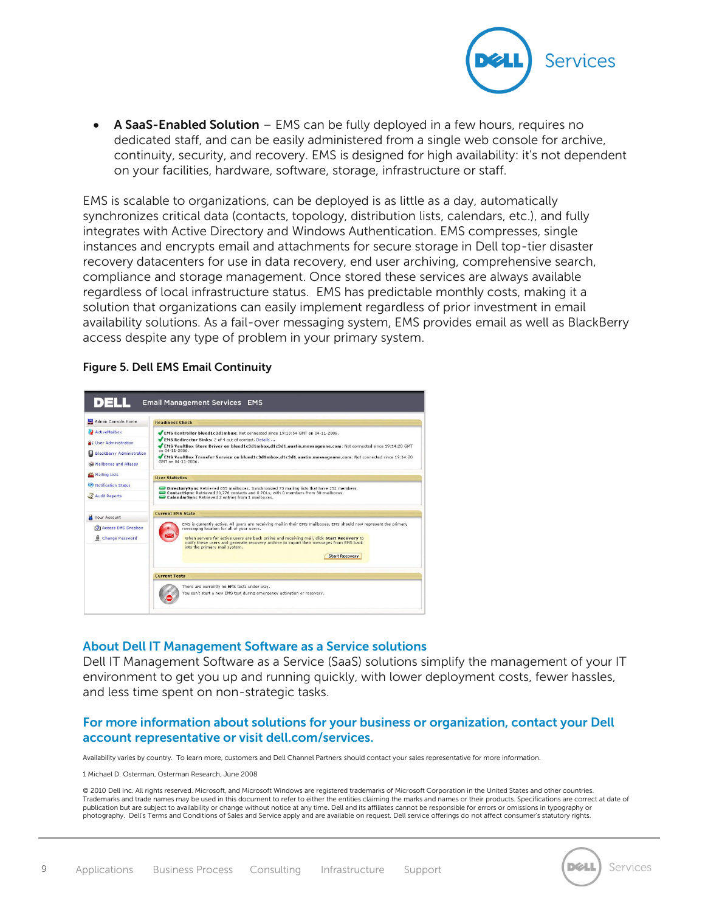- **A SaaS-Enabled Solution** – EMS can be fully deployed in a few hours, requires no dedicated staff, and can be easily administered from a single web console for archive, continuity, security, and recovery. EMS is designed for high availability: it's not dependent on your facilities, hardware, software, storage, infrastructure or staff.

EMS is scalable to organizations, can be deployed is as little as a day, automatically synchronizes critical data (contacts, topology, distribution lists, calendars, etc.), and fully integrates with Active Directory and Windows Authentication. EMS compresses, single instances and encrypts email and attachments for secure storage in Dell top-tier disaster recovery datacenters for use in data recovery, end user archiving, comprehensive search, compliance and storage management. Once stored these services are always available regardless of local infrastructure status. EMS has predictable monthly costs, making it a solution that organizations can easily implement regardless of prior investment in email availability solutions. As a fail-over messaging system, EMS provides email as well as BlackBerry access despite any type of problem in your primary system.

**Figure 5. Dell EMS Email Continuity**

## About Dell IT Management Software as a Service solutions

Dell IT Management Software as a Service (SaaS) solutions simplify the management of your IT environment to get you up and running quickly, with lower deployment costs, fewer hassles, and less time spent on non-strategic tasks.

## For more information about solutions for your business or organization, contact your Dell account representative or visit dell.com/services.

Availability varies by country. To learn more, customers and Dell Channel Partners should contact your sales representative for more information.

1 Michael D. Osterman, Osterman Research, June 2008

© 2010 Dell Inc. All rights reserved. Microsoft, and Microsoft Windows are registered trademarks of Microsoft Corporation in the United States and other countries. Trademarks and trade names may be used in this document to refer to either the entities claiming the marks and names or their products. Specifications are correct at date of publication but are subject to availability or change without notice at any time. Dell and its affiliates cannot be responsible for errors or omissions in typography or photography. Dell's Terms and Conditions of Sales and Service apply and are available on request. Dell service offerings do not affect consumer's statutory rights.